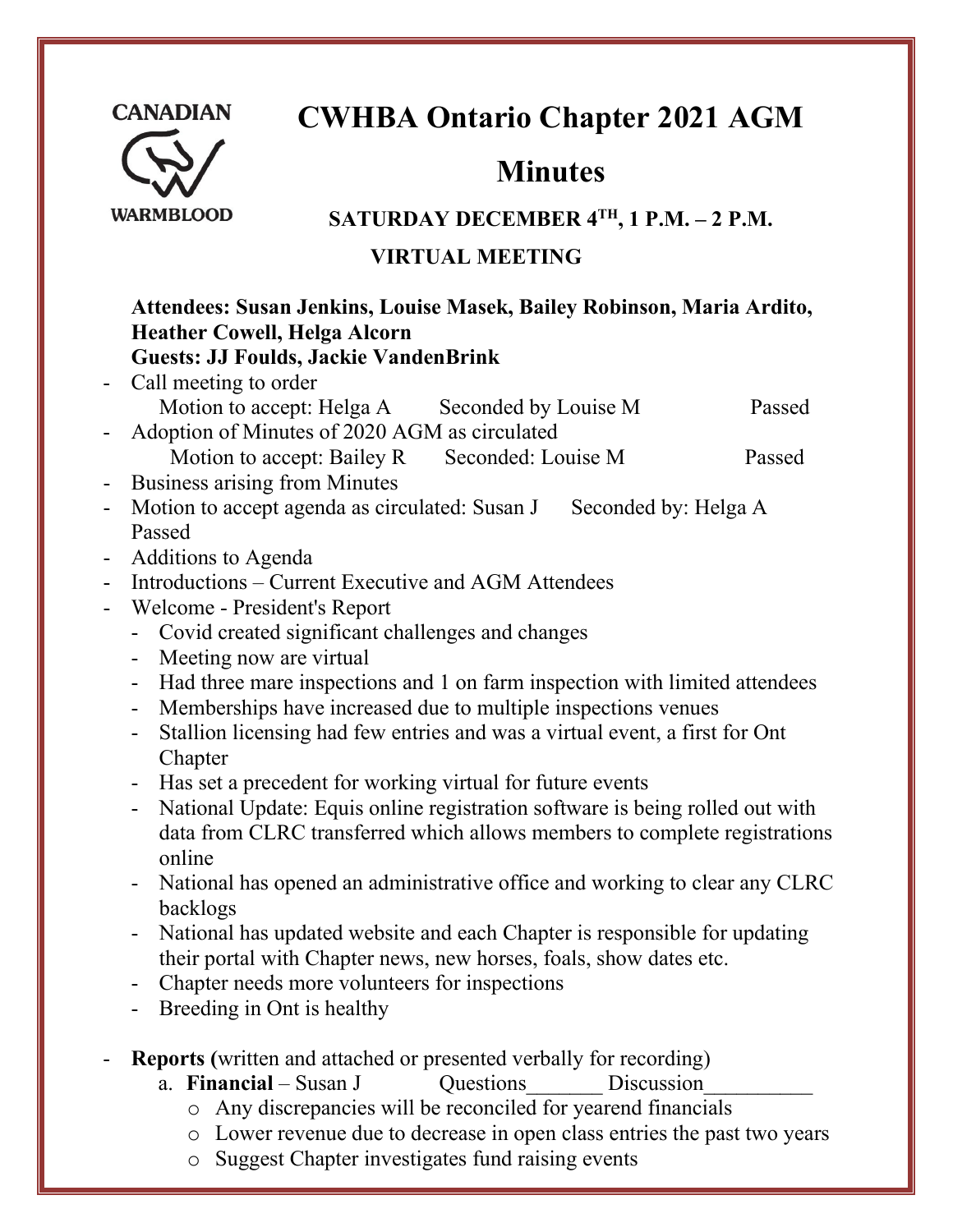CANADIAN

WARMBLOOD

# CWHBA Ontario Chapter 2021 AGM Minutes

**SATURDAY DECEMBER 4TH, 1 P.M. – 2 P.M.**

**VIRTUAL MEETING**

**Attendees: Susan Jenkins, Louise Masek, Bailey Robinson, Maria Ardito, Heather Cowell, Helga Alcorn**
**Guests: JJ Foulds, Jackie VandenBrink**

- Call meeting to order
  Motion to accept: Helga A  Seconded by Louise M  Passed
- Adoption of Minutes of 2020 AGM as circulated
  Motion to accept: Bailey R  Seconded: Louise M  Passed
- Business arising from Minutes
- Motion to accept agenda as circulated: Susan J  Seconded by: Helga A  Passed
- Additions to Agenda
- Introductions – Current Executive and AGM Attendees
- Welcome - President's Report
  - Covid created significant challenges and changes
  - Meeting now are virtual
  - Had three mare inspections and 1 on farm inspection with limited attendees
  - Memberships have increased due to multiple inspections venues
  - Stallion licensing had few entries and was a virtual event, a first for Ont Chapter
  - Has set a precedent for working virtual for future events
  - National Update: Equis online registration software is being rolled out with data from CLRC transferred which allows members to complete registrations online
  - National has opened an administrative office and working to clear any CLRC backlogs
  - National has updated website and each Chapter is responsible for updating their portal with Chapter news, new horses, foals, show dates etc.
  - Chapter needs more volunteers for inspections
  - Breeding in Ont is healthy

- **Reports (**written and attached or presented verbally for recording)
  a. **Financial** – Susan J  Questions_______ Discussion__________
     - Any discrepancies will be reconciled for yearend financials
     - Lower revenue due to decrease in open class entries the past two years
     - Suggest Chapter investigates fund raising events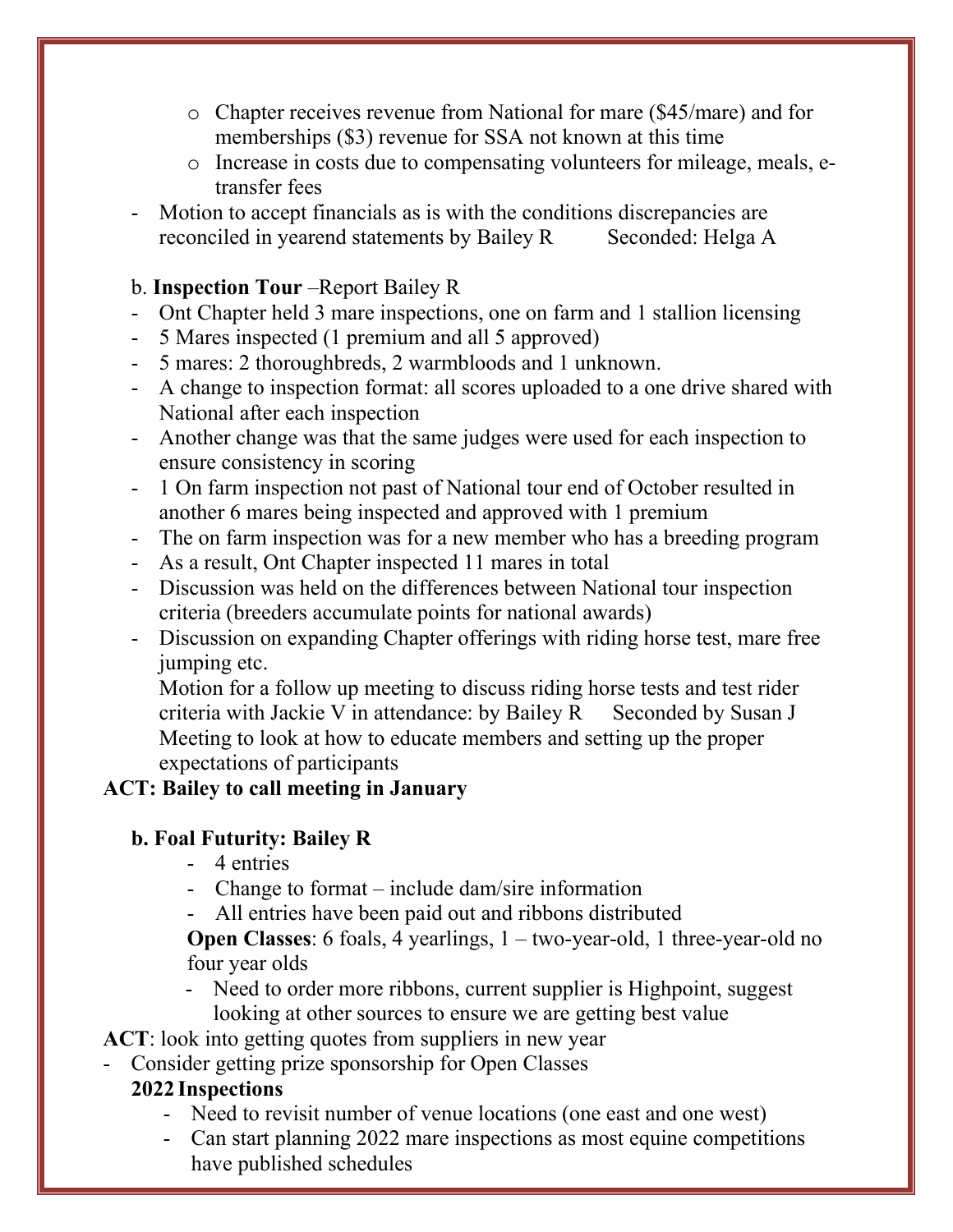- Chapter receives revenue from National for mare ($45/mare) and for memberships ($3) revenue for SSA not known at this time
- Increase in costs due to compensating volunteers for mileage, meals, e-transfer fees

- Motion to accept financials as is with the conditions discrepancies are reconciled in yearend statements by Bailey R    Seconded: Helga A

b. **Inspection Tour** –Report Bailey R

- Ont Chapter held 3 mare inspections, one on farm and 1 stallion licensing
- 5 Mares inspected (1 premium and all 5 approved)
- 5 mares: 2 thoroughbreds, 2 warmbloods and 1 unknown.
- A change to inspection format: all scores uploaded to a one drive shared with National after each inspection
- Another change was that the same judges were used for each inspection to ensure consistency in scoring
- 1 On farm inspection not past of National tour end of October resulted in another 6 mares being inspected and approved with 1 premium
- The on farm inspection was for a new member who has a breeding program
- As a result, Ont Chapter inspected 11 mares in total
- Discussion was held on the differences between National tour inspection criteria (breeders accumulate points for national awards)
- Discussion on expanding Chapter offerings with riding horse test, mare free jumping etc.

  Motion for a follow up meeting to discuss riding horse tests and test rider criteria with Jackie V in attendance: by Bailey R    Seconded by Susan J

  Meeting to look at how to educate members and setting up the proper expectations of participants

**ACT: Bailey to call meeting in January**

**b. Foal Futurity: Bailey R**

- 4 entries
- Change to format – include dam/sire information
- All entries have been paid out and ribbons distributed

**Open Classes**: 6 foals, 4 yearlings, 1 – two-year-old, 1 three-year-old no four year olds

- Need to order more ribbons, current supplier is Highpoint, suggest looking at other sources to ensure we are getting best value

**ACT**: look into getting quotes from suppliers in new year

- Consider getting prize sponsorship for Open Classes

**2022 Inspections**

- Need to revisit number of venue locations (one east and one west)
- Can start planning 2022 mare inspections as most equine competitions have published schedules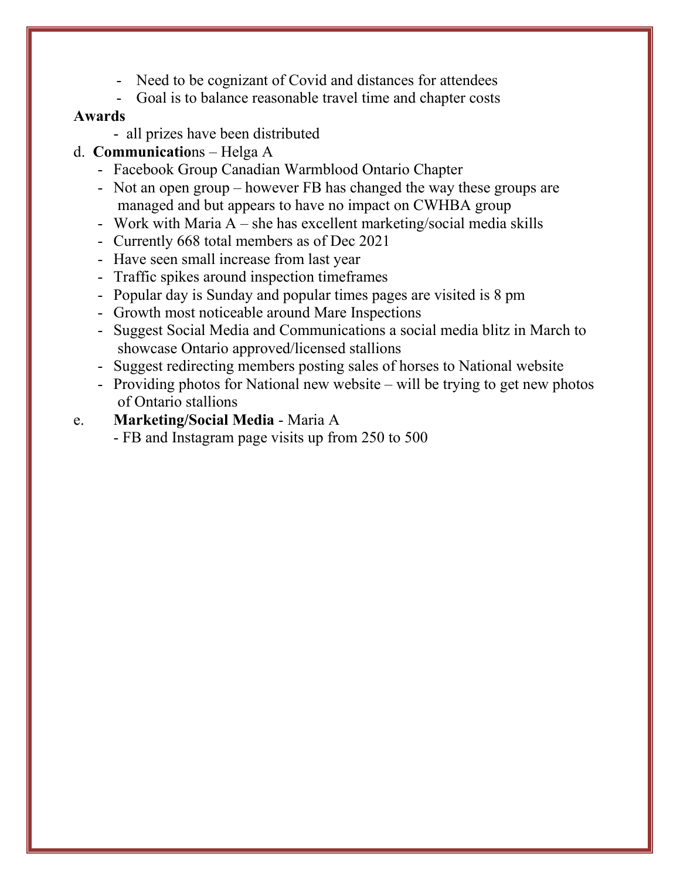- Need to be cognizant of Covid and distances for attendees
- Goal is to balance reasonable travel time and chapter costs

**Awards**

- all prizes have been distributed

d. **Communicatio**ns – Helga A

- Facebook Group Canadian Warmblood Ontario Chapter
- Not an open group – however FB has changed the way these groups are managed and but appears to have no impact on CWHBA group
- Work with Maria A – she has excellent marketing/social media skills
- Currently 668 total members as of Dec 2021
- Have seen small increase from last year
- Traffic spikes around inspection timeframes
- Popular day is Sunday and popular times pages are visited is 8 pm
- Growth most noticeable around Mare Inspections
- Suggest Social Media and Communications a social media blitz in March to showcase Ontario approved/licensed stallions
- Suggest redirecting members posting sales of horses to National website
- Providing photos for National new website – will be trying to get new photos of Ontario stallions

e. **Marketing/Social Media** - Maria A

- FB and Instagram page visits up from 250 to 500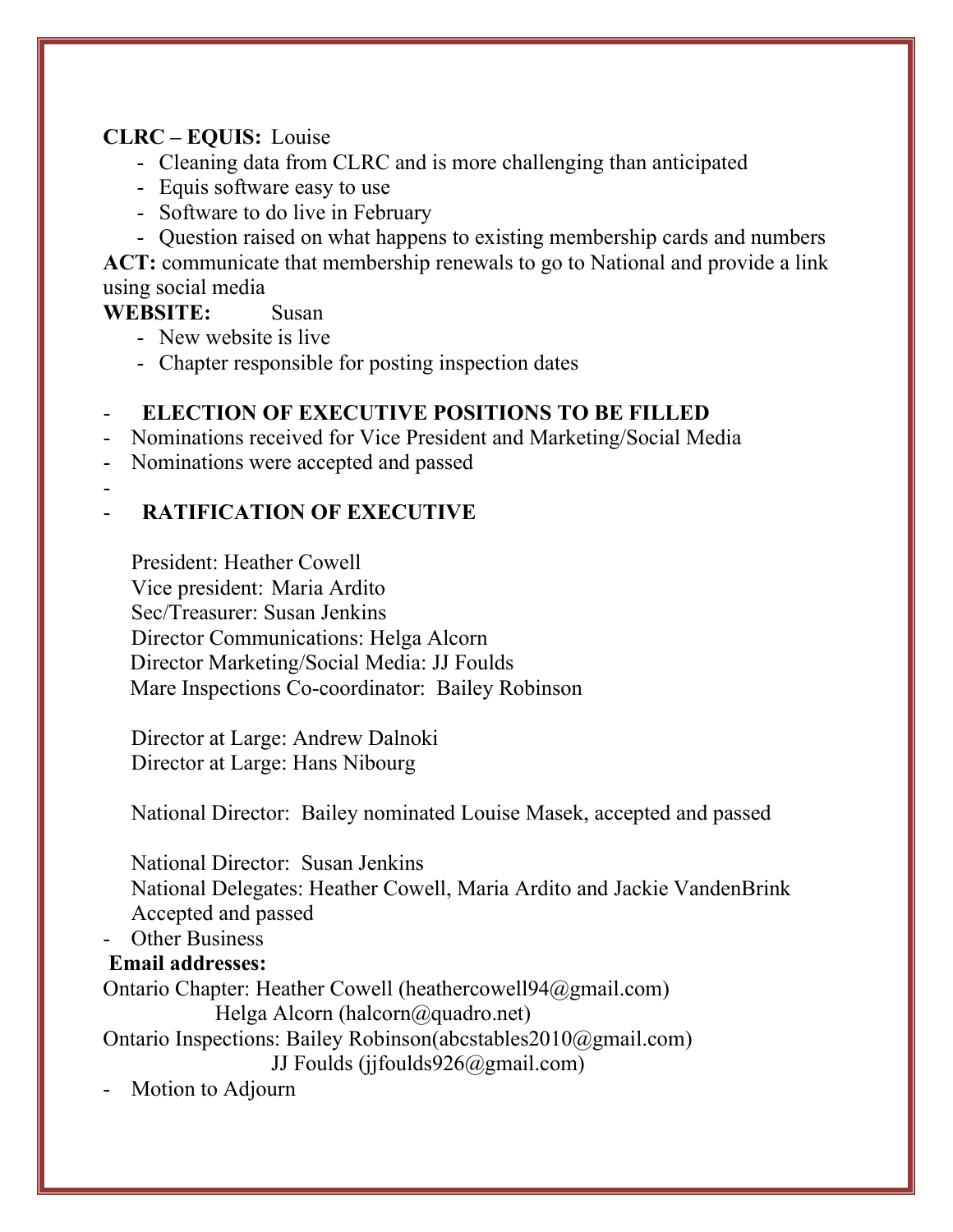**CLRC – EQUIS:** Louise

- Cleaning data from CLRC and is more challenging than anticipated
- Equis software easy to use
- Software to do live in February
- Question raised on what happens to existing membership cards and numbers

**ACT:** communicate that membership renewals to go to National and provide a link using social media

**WEBSITE:** Susan

- New website is live
- Chapter responsible for posting inspection dates

- **ELECTION OF EXECUTIVE POSITIONS TO BE FILLED**
- Nominations received for Vice President and Marketing/Social Media
- Nominations were accepted and passed
-
- **RATIFICATION OF EXECUTIVE**

President: Heather Cowell
Vice president: Maria Ardito
Sec/Treasurer: Susan Jenkins
Director Communications: Helga Alcorn
Director Marketing/Social Media: JJ Foulds
Mare Inspections Co-coordinator: Bailey Robinson

Director at Large: Andrew Dalnoki
Director at Large: Hans Nibourg

National Director: Bailey nominated Louise Masek, accepted and passed

National Director: Susan Jenkins
National Delegates: Heather Cowell, Maria Ardito and Jackie VandenBrink
Accepted and passed

- Other Business

**Email addresses:**

Ontario Chapter: Heather Cowell (heathercowell94@gmail.com)
Helga Alcorn (halcorn@quadro.net)
Ontario Inspections: Bailey Robinson(abcstables2010@gmail.com)
JJ Foulds (jjfoulds926@gmail.com)

- Motion to Adjourn